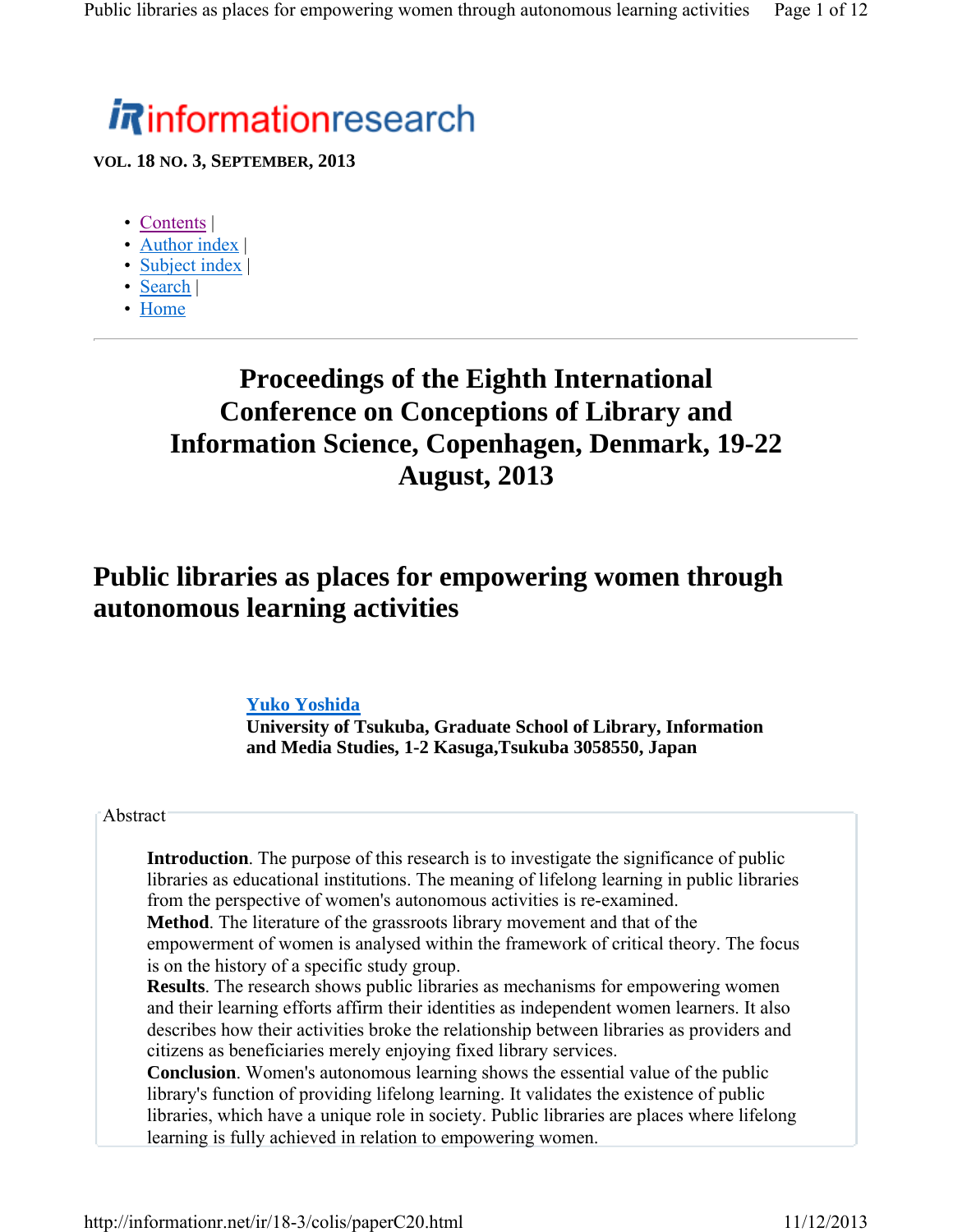informationresearch

**VOL. 18 NO. 3, SEPTEMBER, 2013**

- Contents |
- Author index |
- Subject index |
- Search |
- Home

---

# Proceedings of the Eighth International Conference on Conceptions of Library and Information Science, Copenhagen, Denmark, 19-22 August, 2013

## Public libraries as places for empowering women through autonomous learning activities

**Yuko Yoshida**
**University of Tsukuba, Graduate School of Library, Information and Media Studies, 1-2 Kasuga,Tsukuba 3058550, Japan**

Abstract

**Introduction**. The purpose of this research is to investigate the significance of public libraries as educational institutions. The meaning of lifelong learning in public libraries from the perspective of women's autonomous activities is re-examined.
**Method**. The literature of the grassroots library movement and that of the empowerment of women is analysed within the framework of critical theory. The focus is on the history of a specific study group.
**Results**. The research shows public libraries as mechanisms for empowering women and their learning efforts affirm their identities as independent women learners. It also describes how their activities broke the relationship between libraries as providers and citizens as beneficiaries merely enjoying fixed library services.
**Conclusion**. Women's autonomous learning shows the essential value of the public library's function of providing lifelong learning. It validates the existence of public libraries, which have a unique role in society. Public libraries are places where lifelong learning is fully achieved in relation to empowering women.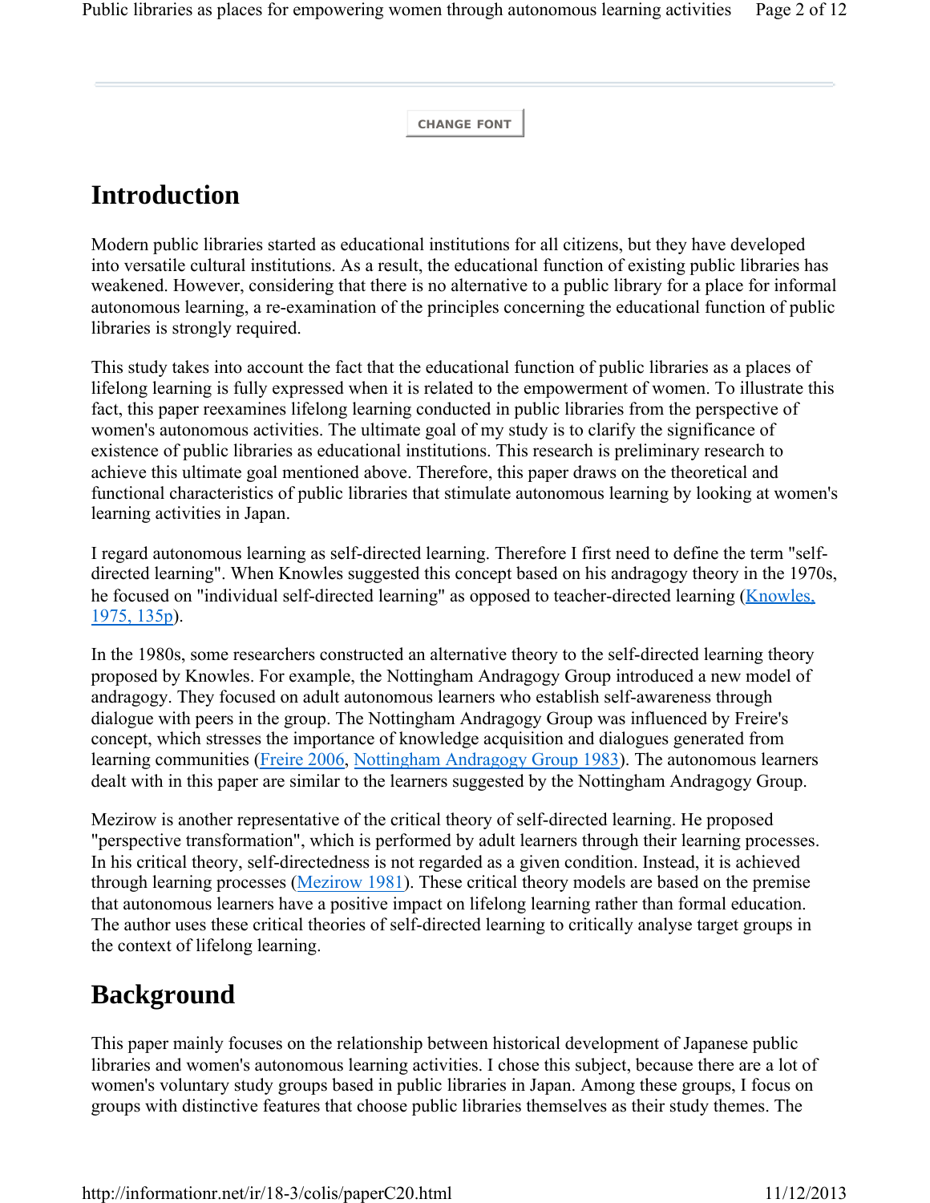## Introduction

Modern public libraries started as educational institutions for all citizens, but they have developed into versatile cultural institutions. As a result, the educational function of existing public libraries has weakened. However, considering that there is no alternative to a public library for a place for informal autonomous learning, a re-examination of the principles concerning the educational function of public libraries is strongly required.

This study takes into account the fact that the educational function of public libraries as a places of lifelong learning is fully expressed when it is related to the empowerment of women. To illustrate this fact, this paper reexamines lifelong learning conducted in public libraries from the perspective of women's autonomous activities. The ultimate goal of my study is to clarify the significance of existence of public libraries as educational institutions. This research is preliminary research to achieve this ultimate goal mentioned above. Therefore, this paper draws on the theoretical and functional characteristics of public libraries that stimulate autonomous learning by looking at women's learning activities in Japan.

I regard autonomous learning as self-directed learning. Therefore I first need to define the term "self-directed learning". When Knowles suggested this concept based on his andragogy theory in the 1970s, he focused on "individual self-directed learning" as opposed to teacher-directed learning (Knowles, 1975, 135p).

In the 1980s, some researchers constructed an alternative theory to the self-directed learning theory proposed by Knowles. For example, the Nottingham Andragogy Group introduced a new model of andragogy. They focused on adult autonomous learners who establish self-awareness through dialogue with peers in the group. The Nottingham Andragogy Group was influenced by Freire's concept, which stresses the importance of knowledge acquisition and dialogues generated from learning communities (Freire 2006, Nottingham Andragogy Group 1983). The autonomous learners dealt with in this paper are similar to the learners suggested by the Nottingham Andragogy Group.

Mezirow is another representative of the critical theory of self-directed learning. He proposed "perspective transformation", which is performed by adult learners through their learning processes. In his critical theory, self-directedness is not regarded as a given condition. Instead, it is achieved through learning processes (Mezirow 1981). These critical theory models are based on the premise that autonomous learners have a positive impact on lifelong learning rather than formal education. The author uses these critical theories of self-directed learning to critically analyse target groups in the context of lifelong learning.

## Background

This paper mainly focuses on the relationship between historical development of Japanese public libraries and women's autonomous learning activities. I chose this subject, because there are a lot of women's voluntary study groups based in public libraries in Japan. Among these groups, I focus on groups with distinctive features that choose public libraries themselves as their study themes. The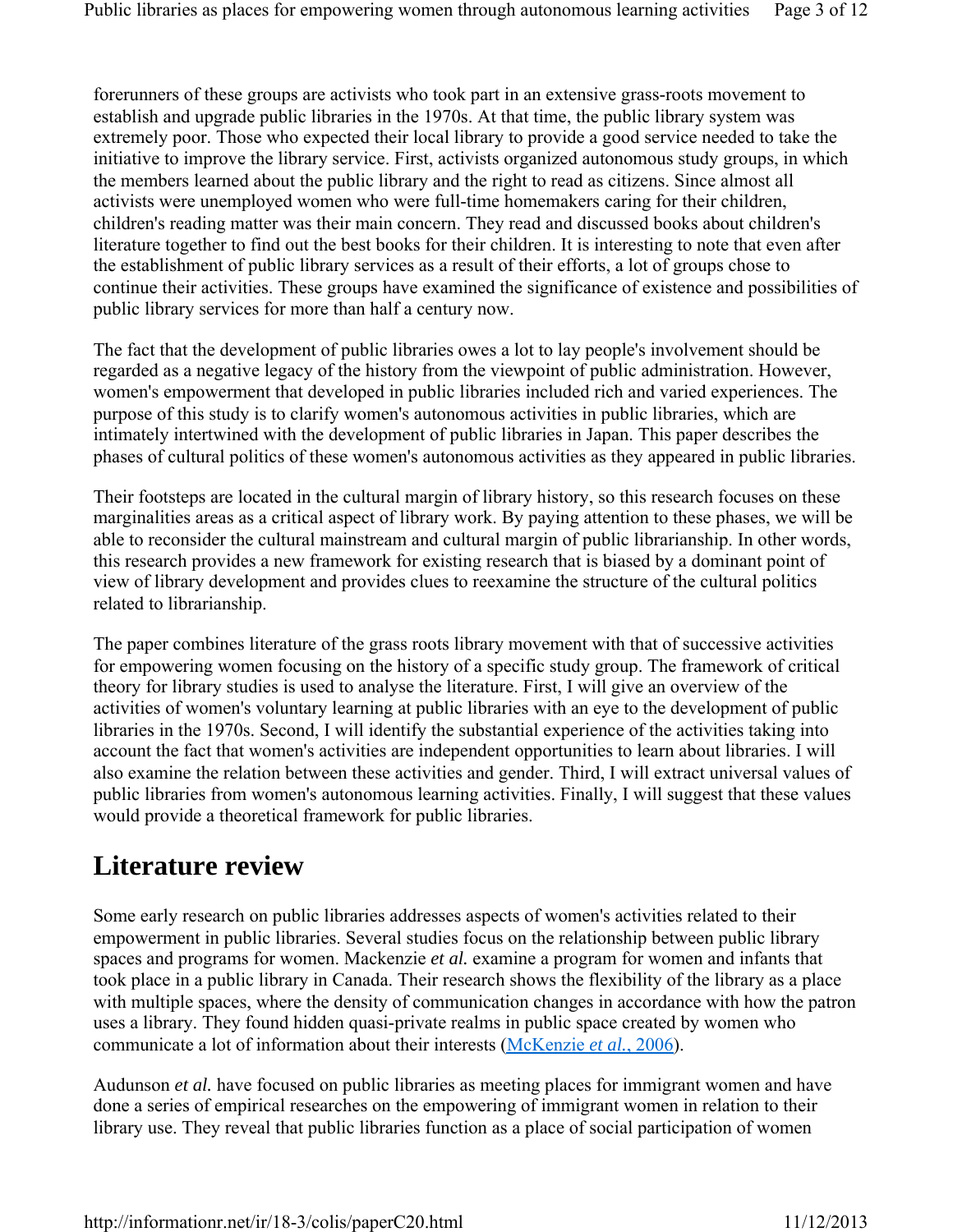forerunners of these groups are activists who took part in an extensive grass-roots movement to establish and upgrade public libraries in the 1970s. At that time, the public library system was extremely poor. Those who expected their local library to provide a good service needed to take the initiative to improve the library service. First, activists organized autonomous study groups, in which the members learned about the public library and the right to read as citizens. Since almost all activists were unemployed women who were full-time homemakers caring for their children, children's reading matter was their main concern. They read and discussed books about children's literature together to find out the best books for their children. It is interesting to note that even after the establishment of public library services as a result of their efforts, a lot of groups chose to continue their activities. These groups have examined the significance of existence and possibilities of public library services for more than half a century now.

The fact that the development of public libraries owes a lot to lay people's involvement should be regarded as a negative legacy of the history from the viewpoint of public administration. However, women's empowerment that developed in public libraries included rich and varied experiences. The purpose of this study is to clarify women's autonomous activities in public libraries, which are intimately intertwined with the development of public libraries in Japan. This paper describes the phases of cultural politics of these women's autonomous activities as they appeared in public libraries.

Their footsteps are located in the cultural margin of library history, so this research focuses on these marginalities areas as a critical aspect of library work. By paying attention to these phases, we will be able to reconsider the cultural mainstream and cultural margin of public librarianship. In other words, this research provides a new framework for existing research that is biased by a dominant point of view of library development and provides clues to reexamine the structure of the cultural politics related to librarianship.

The paper combines literature of the grass roots library movement with that of successive activities for empowering women focusing on the history of a specific study group. The framework of critical theory for library studies is used to analyse the literature. First, I will give an overview of the activities of women's voluntary learning at public libraries with an eye to the development of public libraries in the 1970s. Second, I will identify the substantial experience of the activities taking into account the fact that women's activities are independent opportunities to learn about libraries. I will also examine the relation between these activities and gender. Third, I will extract universal values of public libraries from women's autonomous learning activities. Finally, I will suggest that these values would provide a theoretical framework for public libraries.

## Literature review

Some early research on public libraries addresses aspects of women's activities related to their empowerment in public libraries. Several studies focus on the relationship between public library spaces and programs for women. Mackenzie *et al.* examine a program for women and infants that took place in a public library in Canada. Their research shows the flexibility of the library as a place with multiple spaces, where the density of communication changes in accordance with how the patron uses a library. They found hidden quasi-private realms in public space created by women who communicate a lot of information about their interests (McKenzie *et al.*, 2006).

Audunson *et al.* have focused on public libraries as meeting places for immigrant women and have done a series of empirical researches on the empowering of immigrant women in relation to their library use. They reveal that public libraries function as a place of social participation of women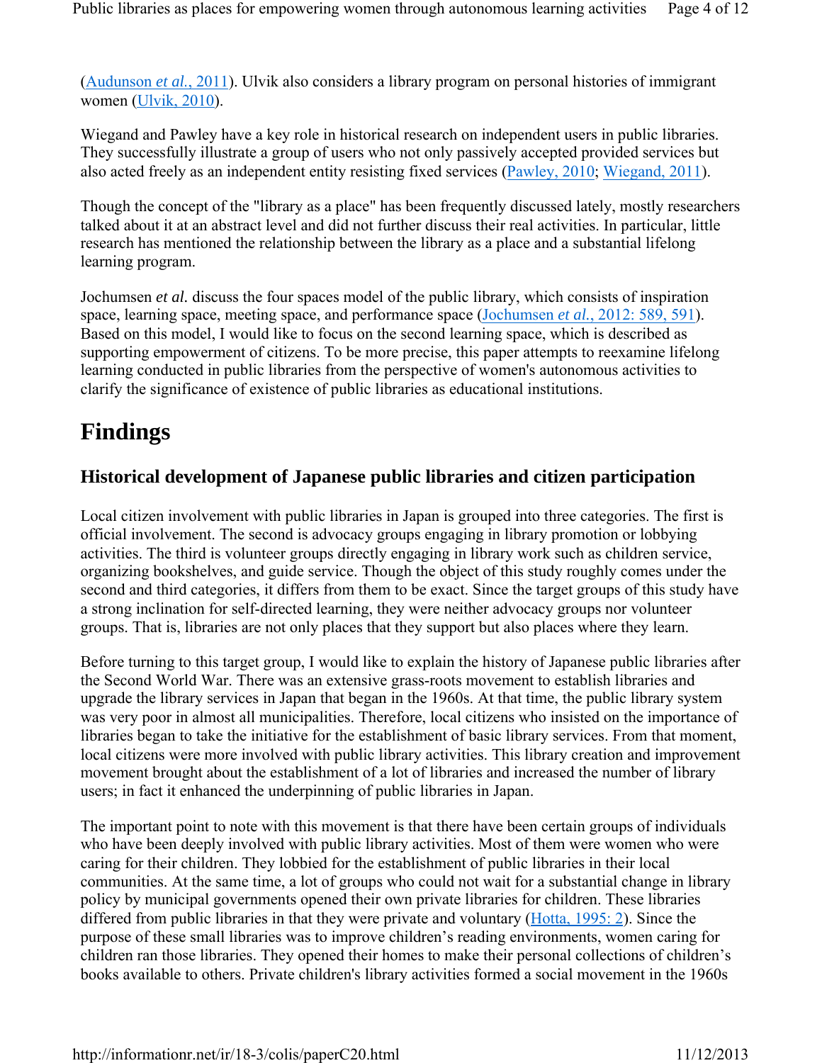(Audunson *et al.*, 2011). Ulvik also considers a library program on personal histories of immigrant women (Ulvik, 2010).

Wiegand and Pawley have a key role in historical research on independent users in public libraries. They successfully illustrate a group of users who not only passively accepted provided services but also acted freely as an independent entity resisting fixed services (Pawley, 2010; Wiegand, 2011).

Though the concept of the "library as a place" has been frequently discussed lately, mostly researchers talked about it at an abstract level and did not further discuss their real activities. In particular, little research has mentioned the relationship between the library as a place and a substantial lifelong learning program.

Jochumsen *et al.* discuss the four spaces model of the public library, which consists of inspiration space, learning space, meeting space, and performance space (Jochumsen *et al.*, 2012: 589, 591). Based on this model, I would like to focus on the second learning space, which is described as supporting empowerment of citizens. To be more precise, this paper attempts to reexamine lifelong learning conducted in public libraries from the perspective of women's autonomous activities to clarify the significance of existence of public libraries as educational institutions.

# Findings

## Historical development of Japanese public libraries and citizen participation

Local citizen involvement with public libraries in Japan is grouped into three categories. The first is official involvement. The second is advocacy groups engaging in library promotion or lobbying activities. The third is volunteer groups directly engaging in library work such as children service, organizing bookshelves, and guide service. Though the object of this study roughly comes under the second and third categories, it differs from them to be exact. Since the target groups of this study have a strong inclination for self-directed learning, they were neither advocacy groups nor volunteer groups. That is, libraries are not only places that they support but also places where they learn.

Before turning to this target group, I would like to explain the history of Japanese public libraries after the Second World War. There was an extensive grass-roots movement to establish libraries and upgrade the library services in Japan that began in the 1960s. At that time, the public library system was very poor in almost all municipalities. Therefore, local citizens who insisted on the importance of libraries began to take the initiative for the establishment of basic library services. From that moment, local citizens were more involved with public library activities. This library creation and improvement movement brought about the establishment of a lot of libraries and increased the number of library users; in fact it enhanced the underpinning of public libraries in Japan.

The important point to note with this movement is that there have been certain groups of individuals who have been deeply involved with public library activities. Most of them were women who were caring for their children. They lobbied for the establishment of public libraries in their local communities. At the same time, a lot of groups who could not wait for a substantial change in library policy by municipal governments opened their own private libraries for children. These libraries differed from public libraries in that they were private and voluntary (Hotta, 1995: 2). Since the purpose of these small libraries was to improve children's reading environments, women caring for children ran those libraries. They opened their homes to make their personal collections of children's books available to others. Private children's library activities formed a social movement in the 1960s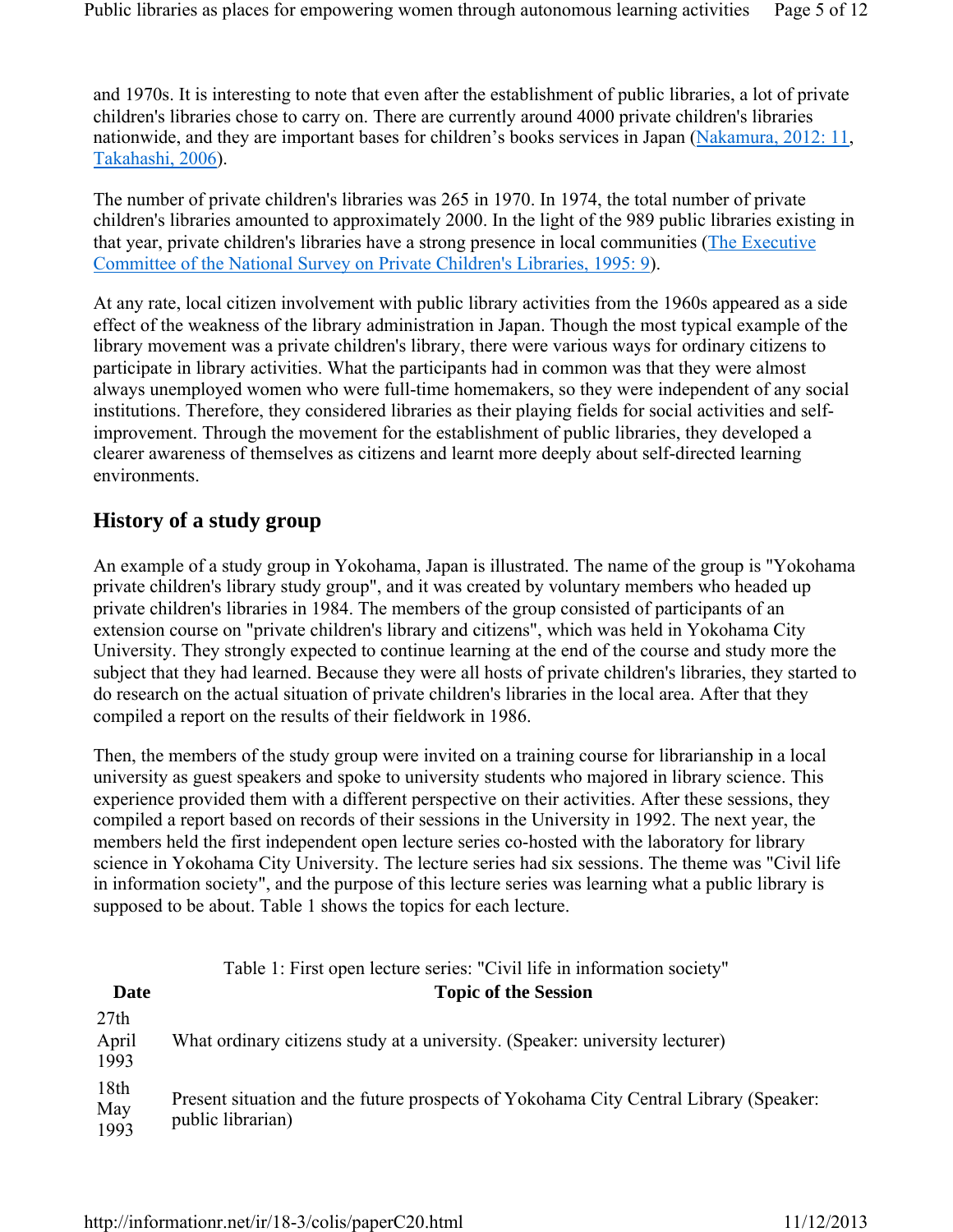and 1970s. It is interesting to note that even after the establishment of public libraries, a lot of private children's libraries chose to carry on. There are currently around 4000 private children's libraries nationwide, and they are important bases for children's books services in Japan (Nakamura, 2012: 11, Takahashi, 2006).

The number of private children's libraries was 265 in 1970. In 1974, the total number of private children's libraries amounted to approximately 2000. In the light of the 989 public libraries existing in that year, private children's libraries have a strong presence in local communities (The Executive Committee of the National Survey on Private Children's Libraries, 1995: 9).

At any rate, local citizen involvement with public library activities from the 1960s appeared as a side effect of the weakness of the library administration in Japan. Though the most typical example of the library movement was a private children's library, there were various ways for ordinary citizens to participate in library activities. What the participants had in common was that they were almost always unemployed women who were full-time homemakers, so they were independent of any social institutions. Therefore, they considered libraries as their playing fields for social activities and self-improvement. Through the movement for the establishment of public libraries, they developed a clearer awareness of themselves as citizens and learnt more deeply about self-directed learning environments.

## History of a study group

An example of a study group in Yokohama, Japan is illustrated. The name of the group is "Yokohama private children's library study group", and it was created by voluntary members who headed up private children's libraries in 1984. The members of the group consisted of participants of an extension course on "private children's library and citizens", which was held in Yokohama City University. They strongly expected to continue learning at the end of the course and study more the subject that they had learned. Because they were all hosts of private children's libraries, they started to do research on the actual situation of private children's libraries in the local area. After that they compiled a report on the results of their fieldwork in 1986.

Then, the members of the study group were invited on a training course for librarianship in a local university as guest speakers and spoke to university students who majored in library science. This experience provided them with a different perspective on their activities. After these sessions, they compiled a report based on records of their sessions in the University in 1992. The next year, the members held the first independent open lecture series co-hosted with the laboratory for library science in Yokohama City University. The lecture series had six sessions. The theme was "Civil life in information society", and the purpose of this lecture series was learning what a public library is supposed to be about. Table 1 shows the topics for each lecture.

Table 1: First open lecture series: "Civil life in information society"

| Date | Topic of the Session |
|---|---|
| 27th April 1993 | What ordinary citizens study at a university. (Speaker: university lecturer) |
| 18th May 1993 | Present situation and the future prospects of Yokohama City Central Library (Speaker: public librarian) |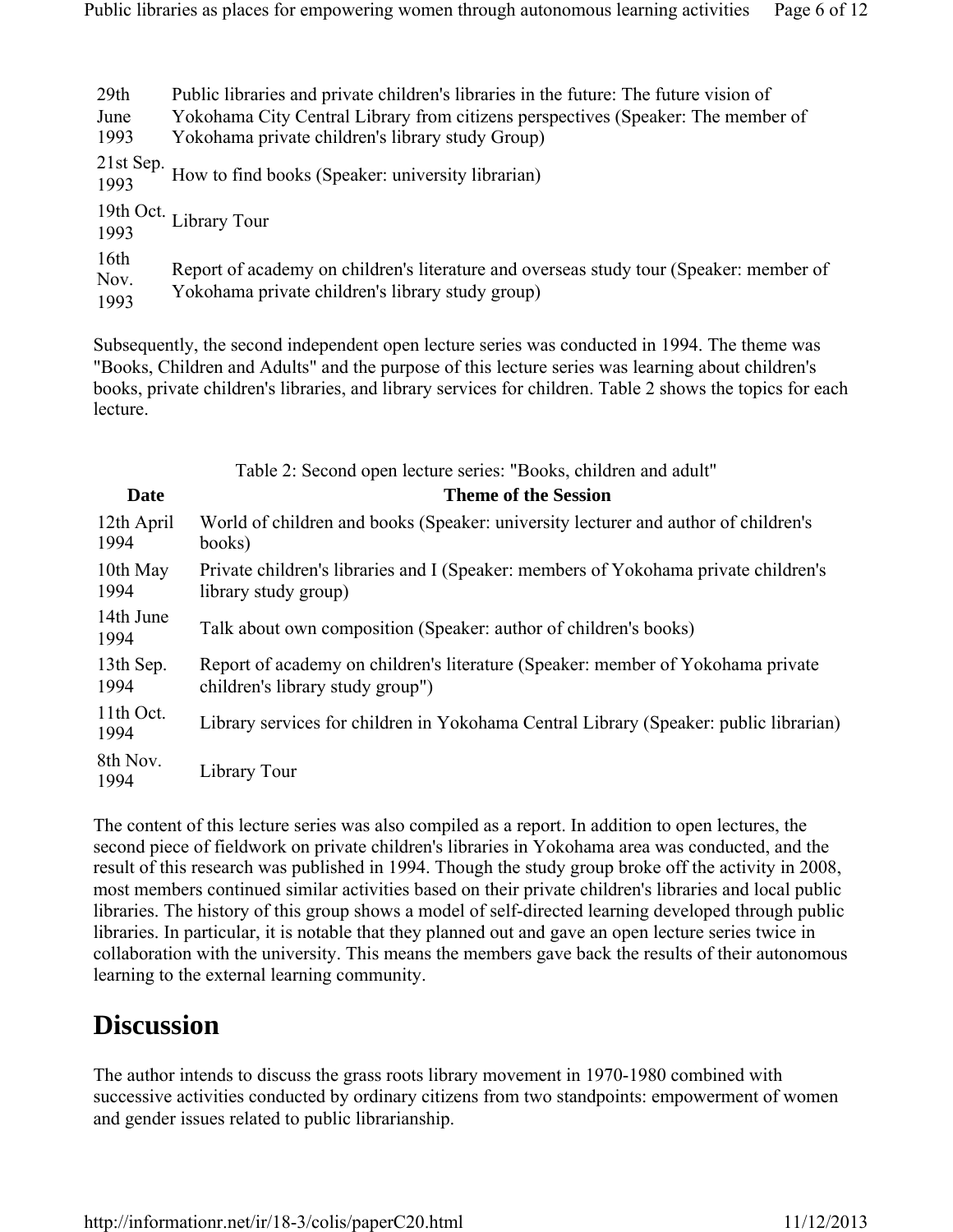| | |
|---|---|
| 29th June 1993 | Public libraries and private children's libraries in the future: The future vision of Yokohama City Central Library from citizens perspectives (Speaker: The member of Yokohama private children's library study Group) |
| 21st Sep. 1993 | How to find books (Speaker: university librarian) |
| 19th Oct. 1993 | Library Tour |
| 16th Nov. 1993 | Report of academy on children's literature and overseas study tour (Speaker: member of Yokohama private children's library study group) |

Subsequently, the second independent open lecture series was conducted in 1994. The theme was "Books, Children and Adults" and the purpose of this lecture series was learning about children's books, private children's libraries, and library services for children. Table 2 shows the topics for each lecture.

Table 2: Second open lecture series: "Books, children and adult"

| Date | Theme of the Session |
|---|---|
| 12th April 1994 | World of children and books (Speaker: university lecturer and author of children's books) |
| 10th May 1994 | Private children's libraries and I (Speaker: members of Yokohama private children's library study group) |
| 14th June 1994 | Talk about own composition (Speaker: author of children's books) |
| 13th Sep. 1994 | Report of academy on children's literature (Speaker: member of Yokohama private children's library study group") |
| 11th Oct. 1994 | Library services for children in Yokohama Central Library (Speaker: public librarian) |
| 8th Nov. 1994 | Library Tour |

The content of this lecture series was also compiled as a report. In addition to open lectures, the second piece of fieldwork on private children's libraries in Yokohama area was conducted, and the result of this research was published in 1994. Though the study group broke off the activity in 2008, most members continued similar activities based on their private children's libraries and local public libraries. The history of this group shows a model of self-directed learning developed through public libraries. In particular, it is notable that they planned out and gave an open lecture series twice in collaboration with the university. This means the members gave back the results of their autonomous learning to the external learning community.

## Discussion

The author intends to discuss the grass roots library movement in 1970-1980 combined with successive activities conducted by ordinary citizens from two standpoints: empowerment of women and gender issues related to public librarianship.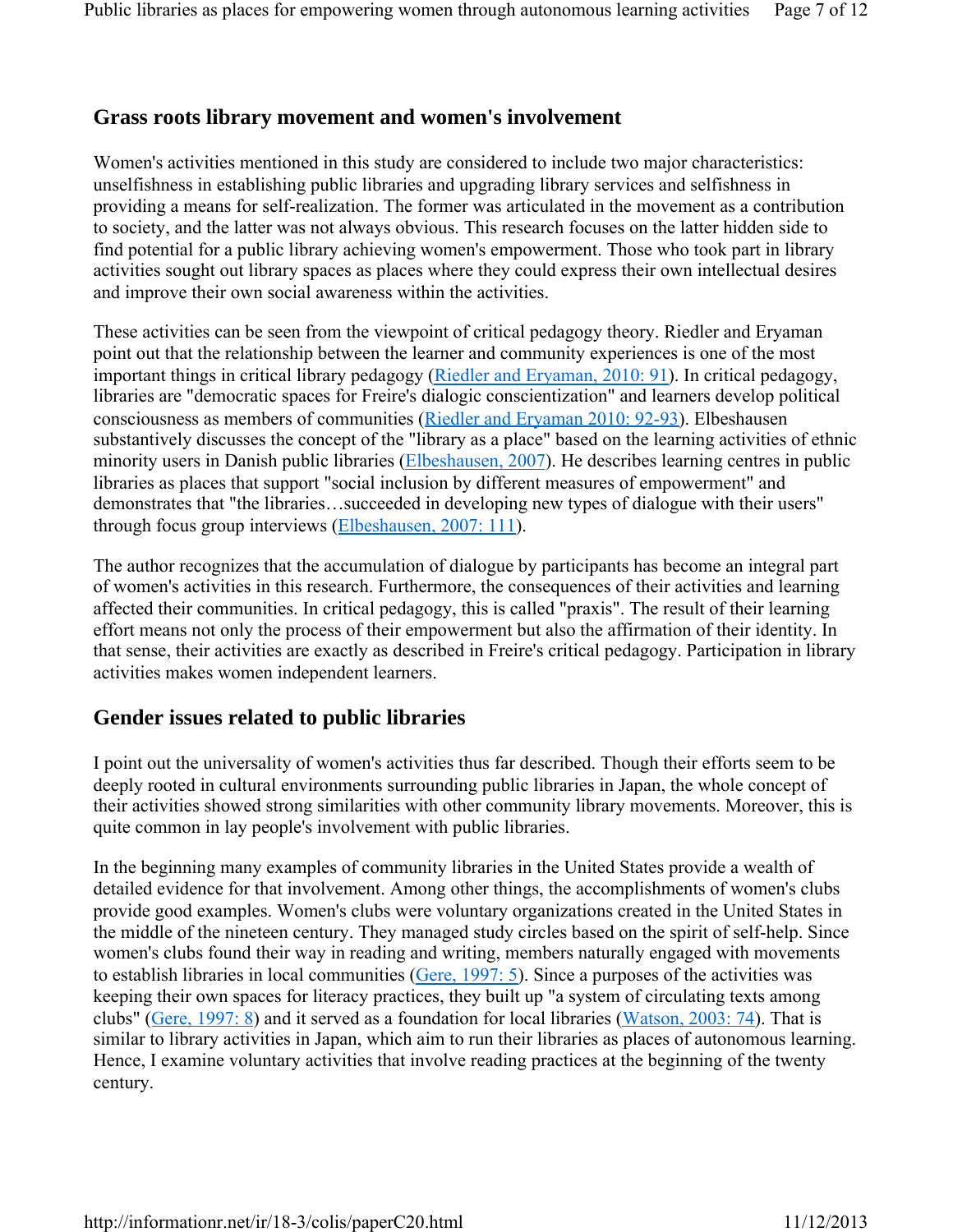## Grass roots library movement and women's involvement

Women's activities mentioned in this study are considered to include two major characteristics: unselfishness in establishing public libraries and upgrading library services and selfishness in providing a means for self-realization. The former was articulated in the movement as a contribution to society, and the latter was not always obvious. This research focuses on the latter hidden side to find potential for a public library achieving women's empowerment. Those who took part in library activities sought out library spaces as places where they could express their own intellectual desires and improve their own social awareness within the activities.

These activities can be seen from the viewpoint of critical pedagogy theory. Riedler and Eryaman point out that the relationship between the learner and community experiences is one of the most important things in critical library pedagogy (Riedler and Eryaman, 2010: 91). In critical pedagogy, libraries are "democratic spaces for Freire's dialogic conscientization" and learners develop political consciousness as members of communities (Riedler and Eryaman 2010: 92-93). Elbeshausen substantively discusses the concept of the "library as a place" based on the learning activities of ethnic minority users in Danish public libraries (Elbeshausen, 2007). He describes learning centres in public libraries as places that support "social inclusion by different measures of empowerment" and demonstrates that "the libraries…succeeded in developing new types of dialogue with their users" through focus group interviews (Elbeshausen, 2007: 111).

The author recognizes that the accumulation of dialogue by participants has become an integral part of women's activities in this research. Furthermore, the consequences of their activities and learning affected their communities. In critical pedagogy, this is called "praxis". The result of their learning effort means not only the process of their empowerment but also the affirmation of their identity. In that sense, their activities are exactly as described in Freire's critical pedagogy. Participation in library activities makes women independent learners.

## Gender issues related to public libraries

I point out the universality of women's activities thus far described. Though their efforts seem to be deeply rooted in cultural environments surrounding public libraries in Japan, the whole concept of their activities showed strong similarities with other community library movements. Moreover, this is quite common in lay people's involvement with public libraries.

In the beginning many examples of community libraries in the United States provide a wealth of detailed evidence for that involvement. Among other things, the accomplishments of women's clubs provide good examples. Women's clubs were voluntary organizations created in the United States in the middle of the nineteen century. They managed study circles based on the spirit of self-help. Since women's clubs found their way in reading and writing, members naturally engaged with movements to establish libraries in local communities (Gere, 1997: 5). Since a purposes of the activities was keeping their own spaces for literacy practices, they built up "a system of circulating texts among clubs" (Gere, 1997: 8) and it served as a foundation for local libraries (Watson, 2003: 74). That is similar to library activities in Japan, which aim to run their libraries as places of autonomous learning. Hence, I examine voluntary activities that involve reading practices at the beginning of the twenty century.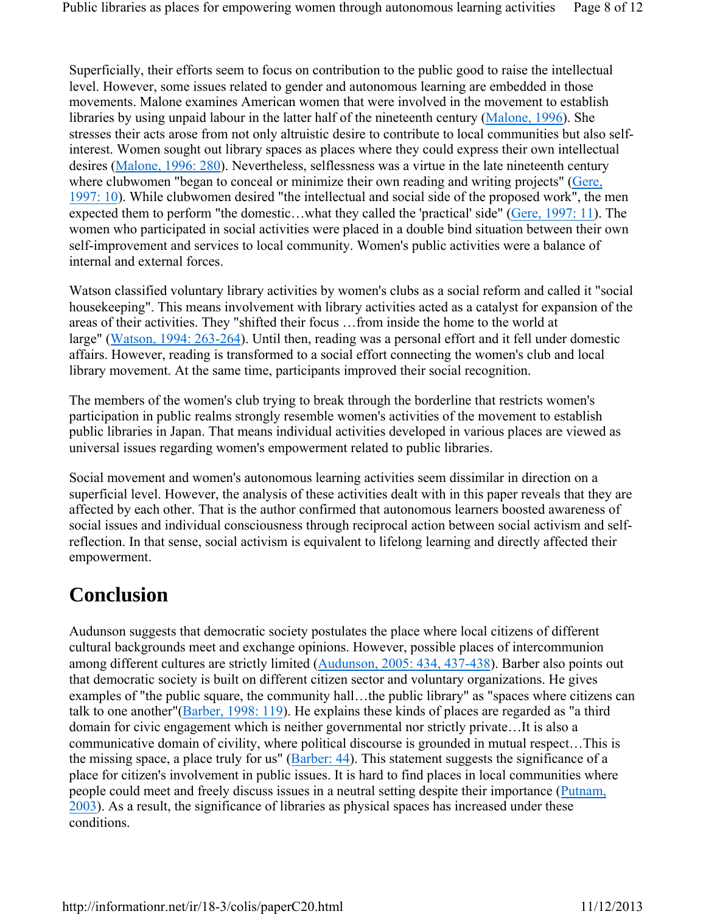Superficially, their efforts seem to focus on contribution to the public good to raise the intellectual level. However, some issues related to gender and autonomous learning are embedded in those movements. Malone examines American women that were involved in the movement to establish libraries by using unpaid labour in the latter half of the nineteenth century (Malone, 1996). She stresses their acts arose from not only altruistic desire to contribute to local communities but also self-interest. Women sought out library spaces as places where they could express their own intellectual desires (Malone, 1996: 280). Nevertheless, selflessness was a virtue in the late nineteenth century where clubwomen "began to conceal or minimize their own reading and writing projects" (Gere, 1997: 10). While clubwomen desired "the intellectual and social side of the proposed work", the men expected them to perform "the domestic…what they called the 'practical' side" (Gere, 1997: 11). The women who participated in social activities were placed in a double bind situation between their own self-improvement and services to local community. Women's public activities were a balance of internal and external forces.

Watson classified voluntary library activities by women's clubs as a social reform and called it "social housekeeping". This means involvement with library activities acted as a catalyst for expansion of the areas of their activities. They "shifted their focus …from inside the home to the world at large" (Watson, 1994: 263-264). Until then, reading was a personal effort and it fell under domestic affairs. However, reading is transformed to a social effort connecting the women's club and local library movement. At the same time, participants improved their social recognition.

The members of the women's club trying to break through the borderline that restricts women's participation in public realms strongly resemble women's activities of the movement to establish public libraries in Japan. That means individual activities developed in various places are viewed as universal issues regarding women's empowerment related to public libraries.

Social movement and women's autonomous learning activities seem dissimilar in direction on a superficial level. However, the analysis of these activities dealt with in this paper reveals that they are affected by each other. That is the author confirmed that autonomous learners boosted awareness of social issues and individual consciousness through reciprocal action between social activism and self-reflection. In that sense, social activism is equivalent to lifelong learning and directly affected their empowerment.

## Conclusion

Audunson suggests that democratic society postulates the place where local citizens of different cultural backgrounds meet and exchange opinions. However, possible places of intercommunion among different cultures are strictly limited (Audunson, 2005: 434, 437-438). Barber also points out that democratic society is built on different citizen sector and voluntary organizations. He gives examples of "the public square, the community hall…the public library" as "spaces where citizens can talk to one another"(Barber, 1998: 119). He explains these kinds of places are regarded as "a third domain for civic engagement which is neither governmental nor strictly private…It is also a communicative domain of civility, where political discourse is grounded in mutual respect…This is the missing space, a place truly for us" (Barber: 44). This statement suggests the significance of a place for citizen's involvement in public issues. It is hard to find places in local communities where people could meet and freely discuss issues in a neutral setting despite their importance (Putnam, 2003). As a result, the significance of libraries as physical spaces has increased under these conditions.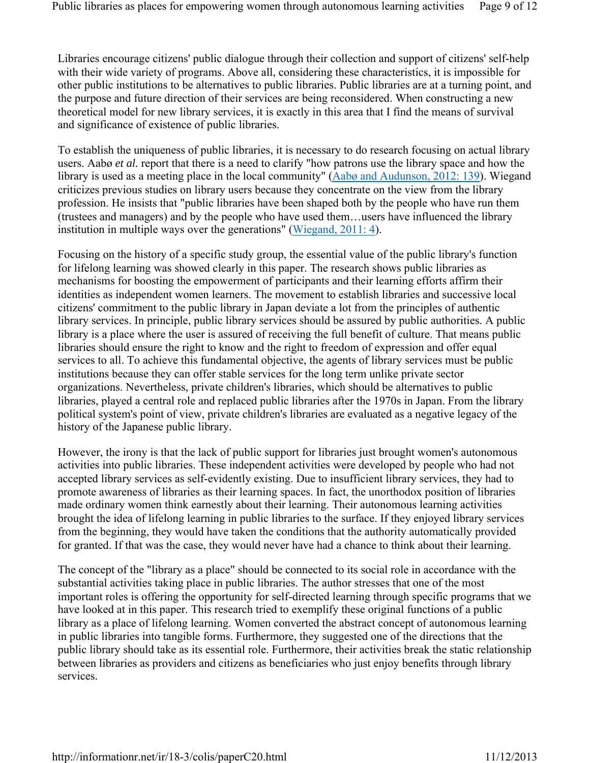Libraries encourage citizens' public dialogue through their collection and support of citizens' self-help with their wide variety of programs. Above all, considering these characteristics, it is impossible for other public institutions to be alternatives to public libraries. Public libraries are at a turning point, and the purpose and future direction of their services are being reconsidered. When constructing a new theoretical model for new library services, it is exactly in this area that I find the means of survival and significance of existence of public libraries.

To establish the uniqueness of public libraries, it is necessary to do research focusing on actual library users. Aabø *et al.* report that there is a need to clarify "how patrons use the library space and how the library is used as a meeting place in the local community" (Aabø and Audunson, 2012: 139). Wiegand criticizes previous studies on library users because they concentrate on the view from the library profession. He insists that "public libraries have been shaped both by the people who have run them (trustees and managers) and by the people who have used them…users have influenced the library institution in multiple ways over the generations" (Wiegand, 2011: 4).

Focusing on the history of a specific study group, the essential value of the public library's function for lifelong learning was showed clearly in this paper. The research shows public libraries as mechanisms for boosting the empowerment of participants and their learning efforts affirm their identities as independent women learners. The movement to establish libraries and successive local citizens' commitment to the public library in Japan deviate a lot from the principles of authentic library services. In principle, public library services should be assured by public authorities. A public library is a place where the user is assured of receiving the full benefit of culture. That means public libraries should ensure the right to know and the right to freedom of expression and offer equal services to all. To achieve this fundamental objective, the agents of library services must be public institutions because they can offer stable services for the long term unlike private sector organizations. Nevertheless, private children's libraries, which should be alternatives to public libraries, played a central role and replaced public libraries after the 1970s in Japan. From the library political system's point of view, private children's libraries are evaluated as a negative legacy of the history of the Japanese public library.

However, the irony is that the lack of public support for libraries just brought women's autonomous activities into public libraries. These independent activities were developed by people who had not accepted library services as self-evidently existing. Due to insufficient library services, they had to promote awareness of libraries as their learning spaces. In fact, the unorthodox position of libraries made ordinary women think earnestly about their learning. Their autonomous learning activities brought the idea of lifelong learning in public libraries to the surface. If they enjoyed library services from the beginning, they would have taken the conditions that the authority automatically provided for granted. If that was the case, they would never have had a chance to think about their learning.

The concept of the "library as a place" should be connected to its social role in accordance with the substantial activities taking place in public libraries. The author stresses that one of the most important roles is offering the opportunity for self-directed learning through specific programs that we have looked at in this paper. This research tried to exemplify these original functions of a public library as a place of lifelong learning. Women converted the abstract concept of autonomous learning in public libraries into tangible forms. Furthermore, they suggested one of the directions that the public library should take as its essential role. Furthermore, their activities break the static relationship between libraries as providers and citizens as beneficiaries who just enjoy benefits through library services.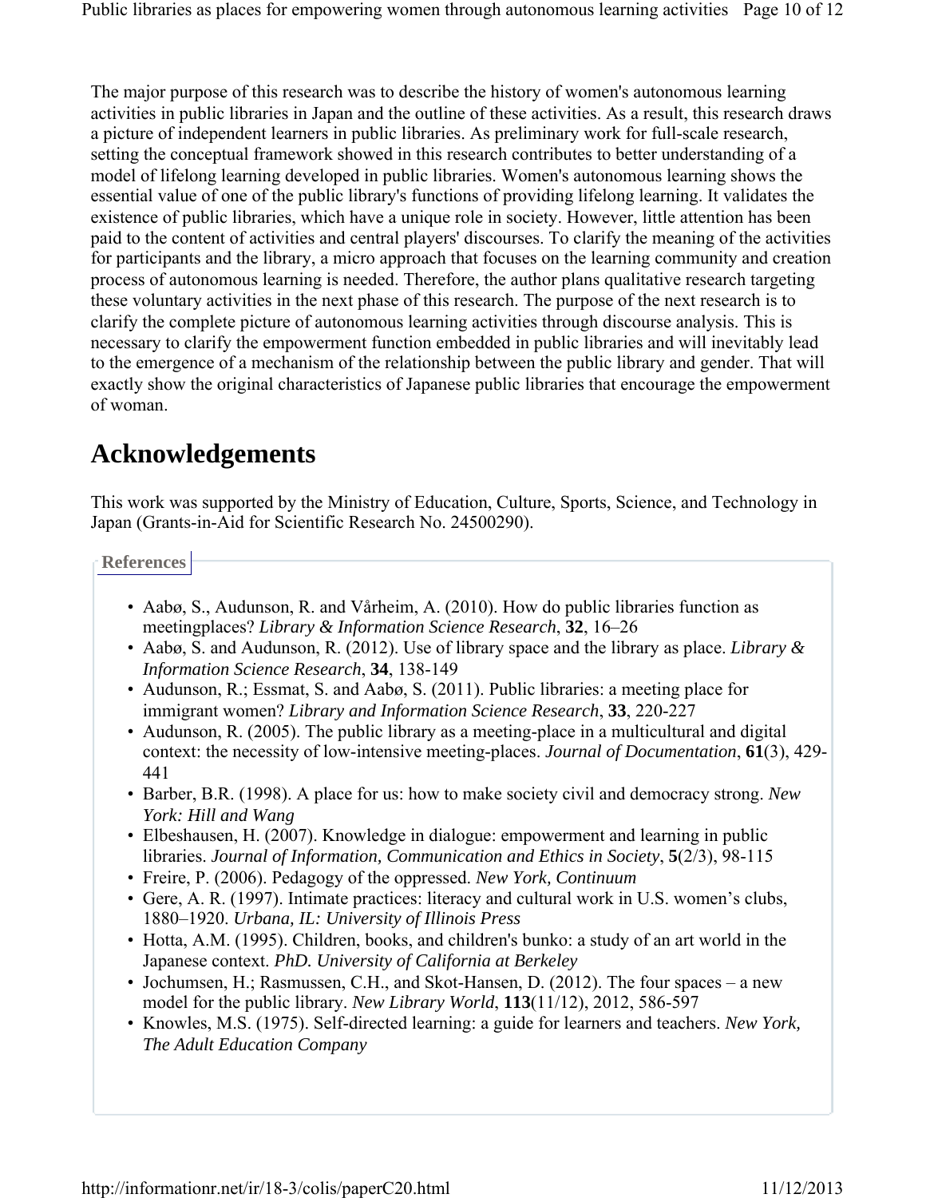The major purpose of this research was to describe the history of women's autonomous learning activities in public libraries in Japan and the outline of these activities. As a result, this research draws a picture of independent learners in public libraries. As preliminary work for full-scale research, setting the conceptual framework showed in this research contributes to better understanding of a model of lifelong learning developed in public libraries. Women's autonomous learning shows the essential value of one of the public library's functions of providing lifelong learning. It validates the existence of public libraries, which have a unique role in society. However, little attention has been paid to the content of activities and central players' discourses. To clarify the meaning of the activities for participants and the library, a micro approach that focuses on the learning community and creation process of autonomous learning is needed. Therefore, the author plans qualitative research targeting these voluntary activities in the next phase of this research. The purpose of the next research is to clarify the complete picture of autonomous learning activities through discourse analysis. This is necessary to clarify the empowerment function embedded in public libraries and will inevitably lead to the emergence of a mechanism of the relationship between the public library and gender. That will exactly show the original characteristics of Japanese public libraries that encourage the empowerment of woman.

## Acknowledgements

This work was supported by the Ministry of Education, Culture, Sports, Science, and Technology in Japan (Grants-in-Aid for Scientific Research No. 24500290).

### References

- Aabø, S., Audunson, R. and Vårheim, A. (2010). How do public libraries function as meetingplaces? *Library & Information Science Research*, **32**, 16–26
- Aabø, S. and Audunson, R. (2012). Use of library space and the library as place. *Library & Information Science Research*, **34**, 138-149
- Audunson, R.; Essmat, S. and Aabø, S. (2011). Public libraries: a meeting place for immigrant women? *Library and Information Science Research*, **33**, 220-227
- Audunson, R. (2005). The public library as a meeting-place in a multicultural and digital context: the necessity of low-intensive meeting-places. *Journal of Documentation*, **61**(3), 429-441
- Barber, B.R. (1998). A place for us: how to make society civil and democracy strong. *New York: Hill and Wang*
- Elbeshausen, H. (2007). Knowledge in dialogue: empowerment and learning in public libraries. *Journal of Information, Communication and Ethics in Society*, **5**(2/3), 98-115
- Freire, P. (2006). Pedagogy of the oppressed. *New York, Continuum*
- Gere, A. R. (1997). Intimate practices: literacy and cultural work in U.S. women's clubs, 1880–1920. *Urbana, IL: University of Illinois Press*
- Hotta, A.M. (1995). Children, books, and children's bunko: a study of an art world in the Japanese context. *PhD. University of California at Berkeley*
- Jochumsen, H.; Rasmussen, C.H., and Skot-Hansen, D. (2012). The four spaces – a new model for the public library. *New Library World*, **113**(11/12), 2012, 586-597
- Knowles, M.S. (1975). Self-directed learning: a guide for learners and teachers. *New York, The Adult Education Company*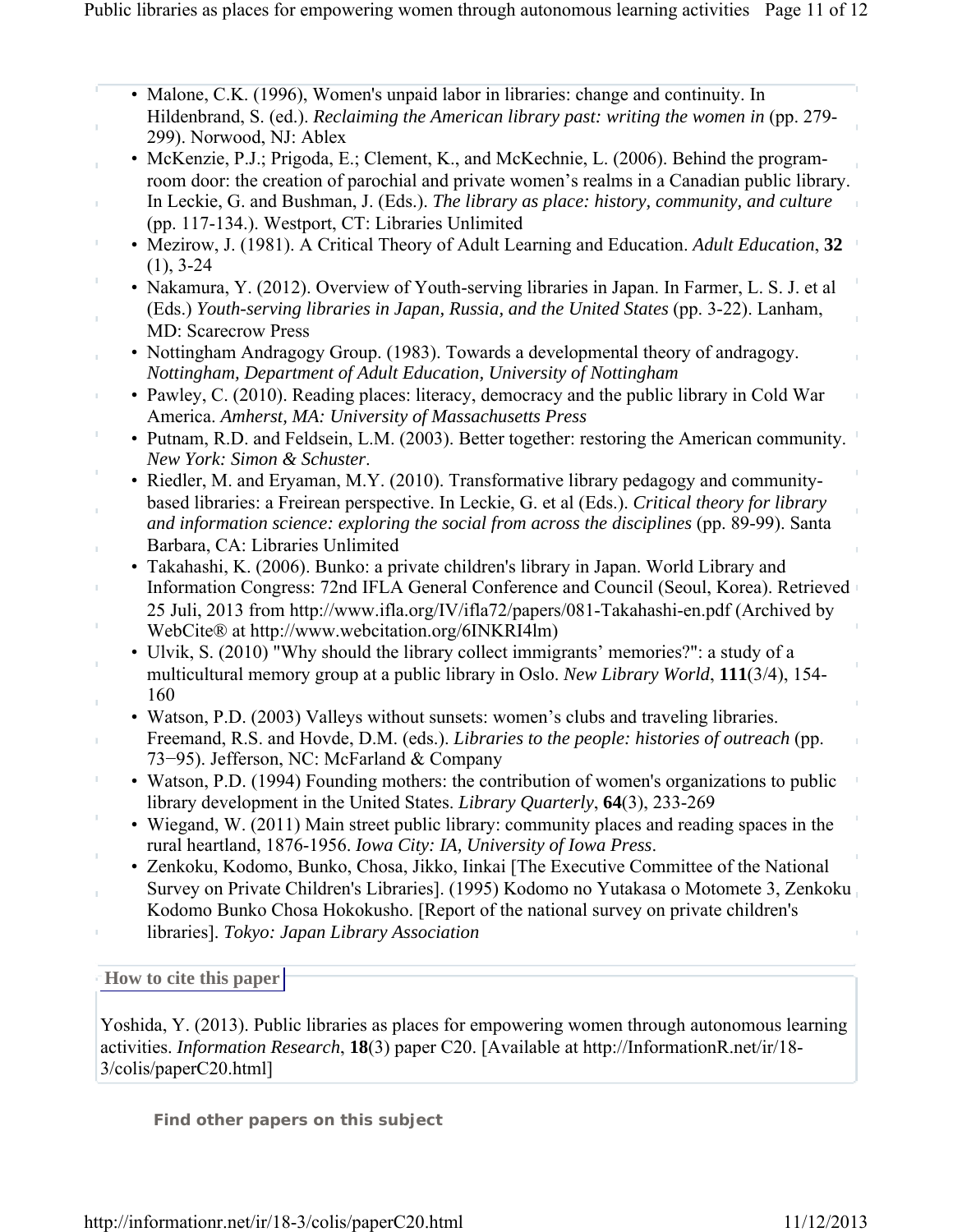- Malone, C.K. (1996), Women's unpaid labor in libraries: change and continuity. In Hildenbrand, S. (ed.). *Reclaiming the American library past: writing the women in* (pp. 279-299). Norwood, NJ: Ablex
- McKenzie, P.J.; Prigoda, E.; Clement, K., and McKechnie, L. (2006). Behind the program-room door: the creation of parochial and private women's realms in a Canadian public library. In Leckie, G. and Bushman, J. (Eds.). *The library as place: history, community, and culture* (pp. 117-134.). Westport, CT: Libraries Unlimited
- Mezirow, J. (1981). A Critical Theory of Adult Learning and Education. *Adult Education*, **32** (1), 3-24
- Nakamura, Y. (2012). Overview of Youth-serving libraries in Japan. In Farmer, L. S. J. et al (Eds.) *Youth-serving libraries in Japan, Russia, and the United States* (pp. 3-22). Lanham, MD: Scarecrow Press
- Nottingham Andragogy Group. (1983). Towards a developmental theory of andragogy. *Nottingham, Department of Adult Education, University of Nottingham*
- Pawley, C. (2010). Reading places: literacy, democracy and the public library in Cold War America. *Amherst, MA: University of Massachusetts Press*
- Putnam, R.D. and Feldsein, L.M. (2003). Better together: restoring the American community. *New York: Simon & Schuster*.
- Riedler, M. and Eryaman, M.Y. (2010). Transformative library pedagogy and community-based libraries: a Freirean perspective. In Leckie, G. et al (Eds.). *Critical theory for library and information science: exploring the social from across the disciplines* (pp. 89-99). Santa Barbara, CA: Libraries Unlimited
- Takahashi, K. (2006). Bunko: a private children's library in Japan. World Library and Information Congress: 72nd IFLA General Conference and Council (Seoul, Korea). Retrieved 25 Juli, 2013 from http://www.ifla.org/IV/ifla72/papers/081-Takahashi-en.pdf (Archived by WebCite® at http://www.webcitation.org/6INKRI4lm)
- Ulvik, S. (2010) "Why should the library collect immigrants' memories?": a study of a multicultural memory group at a public library in Oslo. *New Library World*, **111**(3/4), 154-160
- Watson, P.D. (2003) Valleys without sunsets: women's clubs and traveling libraries. Freemand, R.S. and Hovde, D.M. (eds.). *Libraries to the people: histories of outreach* (pp. 73−95). Jefferson, NC: McFarland & Company
- Watson, P.D. (1994) Founding mothers: the contribution of women's organizations to public library development in the United States. *Library Quarterly*, **64**(3), 233-269
- Wiegand, W. (2011) Main street public library: community places and reading spaces in the rural heartland, 1876-1956. *Iowa City: IA, University of Iowa Press*.
- Zenkoku, Kodomo, Bunko, Chosa, Jikko, Iinkai [The Executive Committee of the National Survey on Private Children's Libraries]. (1995) Kodomo no Yutakasa o Motomete 3, Zenkoku Kodomo Bunko Chosa Hokokusho. [Report of the national survey on private children's libraries]. *Tokyo: Japan Library Association*

**How to cite this paper**

Yoshida, Y. (2013). Public libraries as places for empowering women through autonomous learning activities. *Information Research*, **18**(3) paper C20. [Available at http://InformationR.net/ir/18-3/colis/paperC20.html]

**Find other papers on this subject**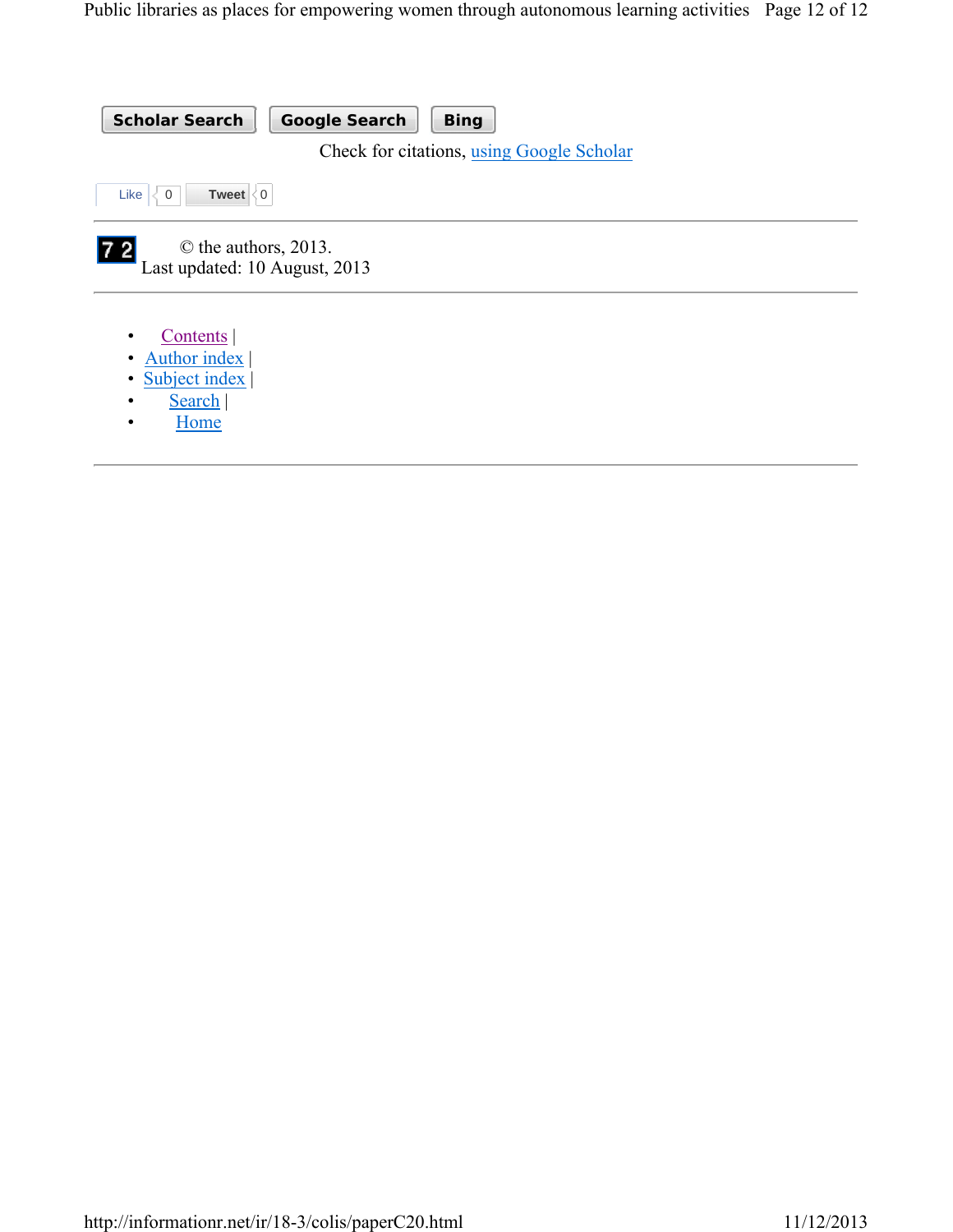Scholar Search | Google Search | Bing

Check for citations, using Google Scholar

Like 0 Tweet 0

7 2 © the authors, 2013.
Last updated: 10 August, 2013

- Contents |
- Author index |
- Subject index |
- Search |
- Home